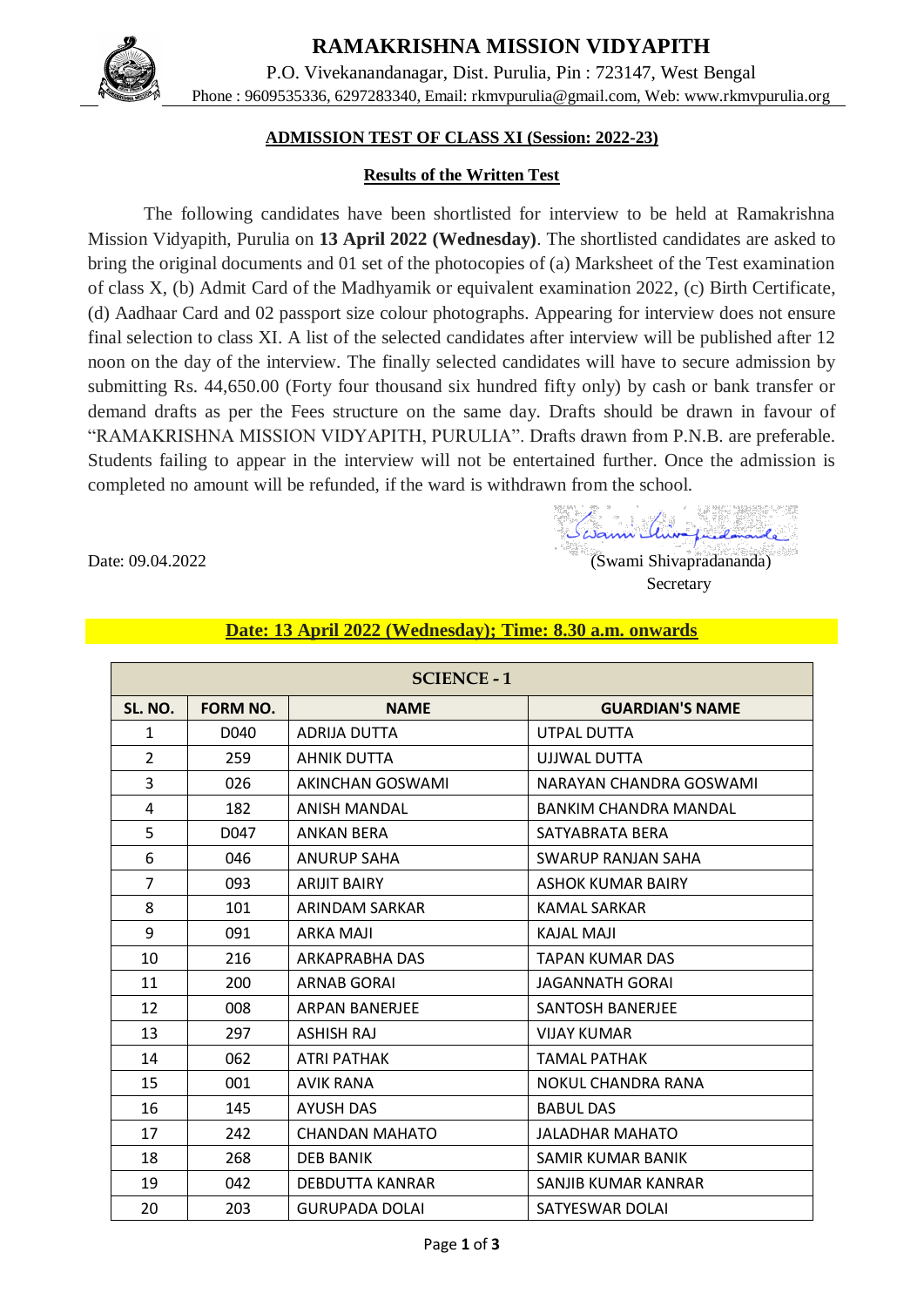# RAMAKRISHNA MISSION VIDYAPITH

P.O. Vivekanandanagar, Dist. Purulia, Pin : 723147, West Bengal

Phone : 9609535336, 6297283340, Email: rkmvpurulia@gmail.com, Web: www.rkmvpurulia.org

## ADMISSION TEST OF CLASS XI (Session: 2022-23)

### Results of the Written Test

The following candidates have been shortlisted for interview to be held at Ramakrishna Mission Vidyapith, Purulia on **13 April 2022 (Wednesday)**. The shortlisted candidates are asked to bring the original documents and 01 set of the photocopies of (a) Marksheet of the Test examination of class X, (b) Admit Card of the Madhyamik or equivalent examination 2022, (c) Birth Certificate, (d) Aadhaar Card and 02 passport size colour photographs. Appearing for interview does not ensure final selection to class XI. A list of the selected candidates after interview will be published after 12 noon on the day of the interview. The finally selected candidates will have to secure admission by submitting Rs. 44,650.00 (Forty four thousand six hundred fifty only) by cash or bank transfer or demand drafts as per the Fees structure on the same day. Drafts should be drawn in favour of "RAMAKRISHNA MISSION VIDYAPITH, PURULIA". Drafts drawn from P.N.B. are preferable. Students failing to appear in the interview will not be entertained further. Once the admission is completed no amount will be refunded, if the ward is withdrawn from the school.

Date: 09.04.2022

(Swami Shivapradananda)
Secretary

**Date: 13 April 2022 (Wednesday); Time: 8.30 a.m. onwards**

| SCIENCE - 1 | | | |
|---|---|---|---|
| **SL. NO.** | **FORM NO.** | **NAME** | **GUARDIAN'S NAME** |
| 1 | D040 | ADRIJA DUTTA | UTPAL DUTTA |
| 2 | 259 | AHNIK DUTTA | UJJWAL DUTTA |
| 3 | 026 | AKINCHAN GOSWAMI | NARAYAN CHANDRA GOSWAMI |
| 4 | 182 | ANISH MANDAL | BANKIM CHANDRA MANDAL |
| 5 | D047 | ANKAN BERA | SATYABRATA BERA |
| 6 | 046 | ANURUP SAHA | SWARUP RANJAN SAHA |
| 7 | 093 | ARIJIT BAIRY | ASHOK KUMAR BAIRY |
| 8 | 101 | ARINDAM SARKAR | KAMAL SARKAR |
| 9 | 091 | ARKA MAJI | KAJAL MAJI |
| 10 | 216 | ARKAPRABHA DAS | TAPAN KUMAR DAS |
| 11 | 200 | ARNAB GORAI | JAGANNATH GORAI |
| 12 | 008 | ARPAN BANERJEE | SANTOSH BANERJEE |
| 13 | 297 | ASHISH RAJ | VIJAY KUMAR |
| 14 | 062 | ATRI PATHAK | TAMAL PATHAK |
| 15 | 001 | AVIK RANA | NOKUL CHANDRA RANA |
| 16 | 145 | AYUSH DAS | BABUL DAS |
| 17 | 242 | CHANDAN MAHATO | JALADHAR MAHATO |
| 18 | 268 | DEB BANIK | SAMIR KUMAR BANIK |
| 19 | 042 | DEBDUTTA KANRAR | SANJIB KUMAR KANRAR |
| 20 | 203 | GURUPADA DOLAI | SATYESWAR DOLAI |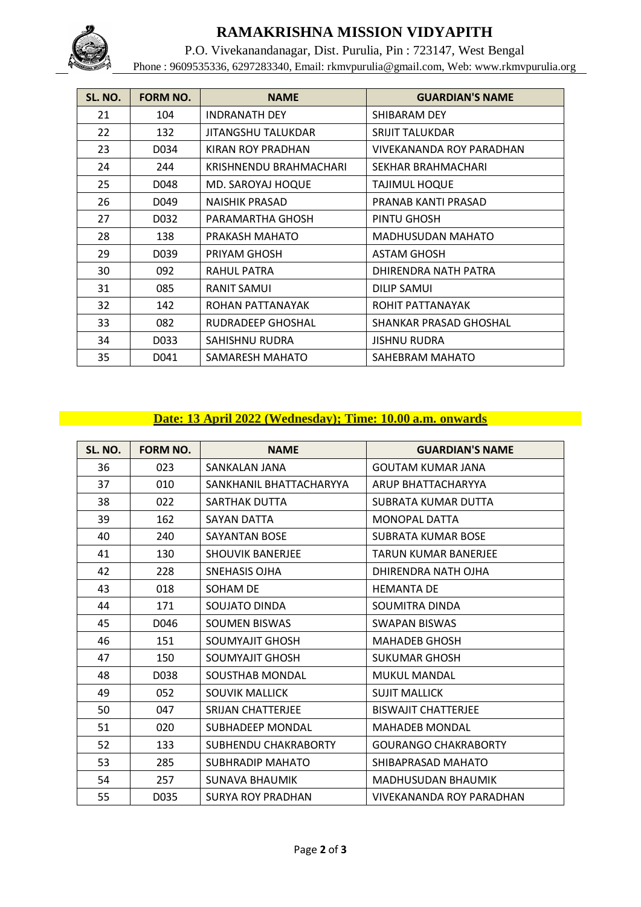# RAMAKRISHNA MISSION VIDYAPITH

P.O. Vivekanandanagar, Dist. Purulia, Pin : 723147, West Bengal

Phone : 9609535336, 6297283340, Email: rkmvpurulia@gmail.com, Web: www.rkmvpurulia.org

| SL. NO. | FORM NO. | NAME | GUARDIAN'S NAME |
|---|---|---|---|
| 21 | 104 | INDRANATH DEY | SHIBARAM DEY |
| 22 | 132 | JITANGSHU TALUKDAR | SRIJIT TALUKDAR |
| 23 | D034 | KIRAN ROY PRADHAN | VIVEKANANDA ROY PARADHAN |
| 24 | 244 | KRISHNENDU BRAHMACHARI | SEKHAR BRAHMACHARI |
| 25 | D048 | MD. SAROYAJ HOQUE | TAJIMUL HOQUE |
| 26 | D049 | NAISHIK PRASAD | PRANAB KANTI PRASAD |
| 27 | D032 | PARAMARTHA GHOSH | PINTU GHOSH |
| 28 | 138 | PRAKASH MAHATO | MADHUSUDAN MAHATO |
| 29 | D039 | PRIYAM GHOSH | ASTAM GHOSH |
| 30 | 092 | RAHUL PATRA | DHIRENDRA NATH PATRA |
| 31 | 085 | RANIT SAMUI | DILIP SAMUI |
| 32 | 142 | ROHAN PATTANAYAK | ROHIT PATTANAYAK |
| 33 | 082 | RUDRADEEP GHOSHAL | SHANKAR PRASAD GHOSHAL |
| 34 | D033 | SAHISHNU RUDRA | JISHNU RUDRA |
| 35 | D041 | SAMARESH MAHATO | SAHEBRAM MAHATO |

**Date: 13 April 2022 (Wednesday); Time: 10.00 a.m. onwards**

| SL. NO. | FORM NO. | NAME | GUARDIAN'S NAME |
|---|---|---|---|
| 36 | 023 | SANKALAN JANA | GOUTAM KUMAR JANA |
| 37 | 010 | SANKHANIL BHATTACHARYYA | ARUP BHATTACHARYYA |
| 38 | 022 | SARTHAK DUTTA | SUBRATA KUMAR DUTTA |
| 39 | 162 | SAYAN DATTA | MONOPAL DATTA |
| 40 | 240 | SAYANTAN BOSE | SUBRATA KUMAR BOSE |
| 41 | 130 | SHOUVIK BANERJEE | TARUN KUMAR BANERJEE |
| 42 | 228 | SNEHASIS OJHA | DHIRENDRA NATH OJHA |
| 43 | 018 | SOHAM DE | HEMANTA DE |
| 44 | 171 | SOUJATO DINDA | SOUMITRA DINDA |
| 45 | D046 | SOUMEN BISWAS | SWAPAN BISWAS |
| 46 | 151 | SOUMYAJIT GHOSH | MAHADEB GHOSH |
| 47 | 150 | SOUMYAJIT GHOSH | SUKUMAR GHOSH |
| 48 | D038 | SOUSTHAB MONDAL | MUKUL MANDAL |
| 49 | 052 | SOUVIK MALLICK | SUJIT MALLICK |
| 50 | 047 | SRIJAN CHATTERJEE | BISWAJIT CHATTERJEE |
| 51 | 020 | SUBHADEEP MONDAL | MAHADEB MONDAL |
| 52 | 133 | SUBHENDU CHAKRABORTY | GOURANGO CHAKRABORTY |
| 53 | 285 | SUBHRADIP MAHATO | SHIBAPRASAD MAHATO |
| 54 | 257 | SUNAVA BHAUMIK | MADHUSUDAN BHAUMIK |
| 55 | D035 | SURYA ROY PRADHAN | VIVEKANANDA ROY PARADHAN |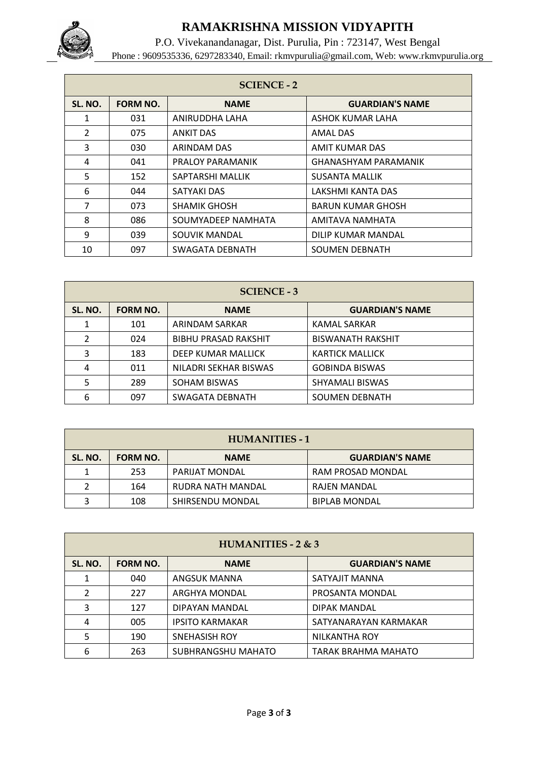# RAMAKRISHNA MISSION VIDYAPITH

P.O. Vivekanandanagar, Dist. Purulia, Pin : 723147, West Bengal

Phone : 9609535336, 6297283340, Email: rkmvpurulia@gmail.com, Web: www.rkmvpurulia.org

## SCIENCE - 2

| SL. NO. | FORM NO. | NAME | GUARDIAN'S NAME |
|---|---|---|---|
| 1 | 031 | ANIRUDDHA LAHA | ASHOK KUMAR LAHA |
| 2 | 075 | ANKIT DAS | AMAL DAS |
| 3 | 030 | ARINDAM DAS | AMIT KUMAR DAS |
| 4 | 041 | PRALOY PARAMANIK | GHANASHYAM PARAMANIK |
| 5 | 152 | SAPTARSHI MALLIK | SUSANTA MALLIK |
| 6 | 044 | SATYAKI DAS | LAKSHMI KANTA DAS |
| 7 | 073 | SHAMIK GHOSH | BARUN KUMAR GHOSH |
| 8 | 086 | SOUMYADEEP NAMHATA | AMITAVA NAMHATA |
| 9 | 039 | SOUVIK MANDAL | DILIP KUMAR MANDAL |
| 10 | 097 | SWAGATA DEBNATH | SOUMEN DEBNATH |

## SCIENCE - 3

| SL. NO. | FORM NO. | NAME | GUARDIAN'S NAME |
|---|---|---|---|
| 1 | 101 | ARINDAM SARKAR | KAMAL SARKAR |
| 2 | 024 | BIBHU PRASAD RAKSHIT | BISWANATH RAKSHIT |
| 3 | 183 | DEEP KUMAR MALLICK | KARTICK MALLICK |
| 4 | 011 | NILADRI SEKHAR BISWAS | GOBINDA BISWAS |
| 5 | 289 | SOHAM BISWAS | SHYAMALI BISWAS |
| 6 | 097 | SWAGATA DEBNATH | SOUMEN DEBNATH |

## HUMANITIES - 1

| SL. NO. | FORM NO. | NAME | GUARDIAN'S NAME |
|---|---|---|---|
| 1 | 253 | PARIJAT MONDAL | RAM PROSAD MONDAL |
| 2 | 164 | RUDRA NATH MANDAL | RAJEN MANDAL |
| 3 | 108 | SHIRSENDU MONDAL | BIPLAB MONDAL |

## HUMANITIES - 2 & 3

| SL. NO. | FORM NO. | NAME | GUARDIAN'S NAME |
|---|---|---|---|
| 1 | 040 | ANGSUK MANNA | SATYAJIT MANNA |
| 2 | 227 | ARGHYA MONDAL | PROSANTA MONDAL |
| 3 | 127 | DIPAYAN MANDAL | DIPAK MANDAL |
| 4 | 005 | IPSITO KARMAKAR | SATYANARAYAN KARMAKAR |
| 5 | 190 | SNEHASISH ROY | NILKANTHA ROY |
| 6 | 263 | SUBHRANGSHU MAHATO | TARAK BRAHMA MAHATO |